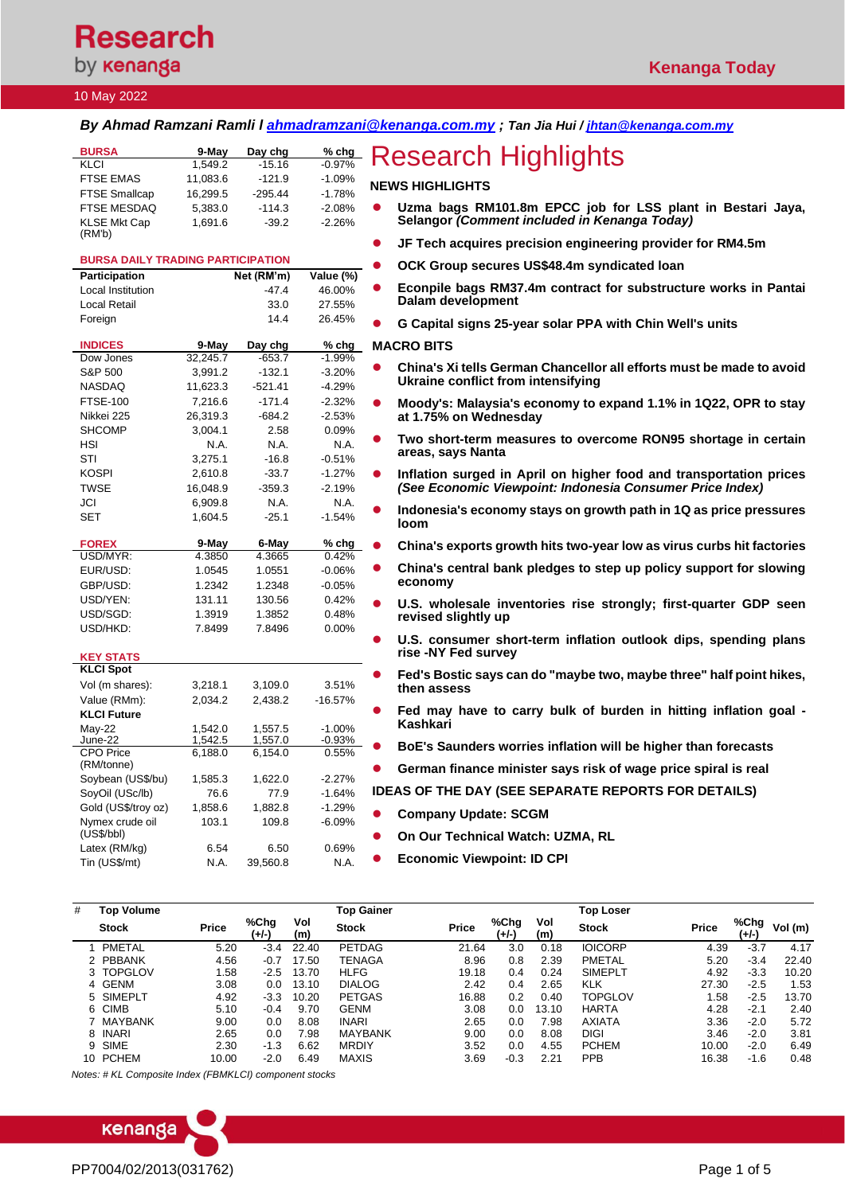Research by kenanga

**Kenanga Today**

10 May 2022

***By Ahmad Ramzani Ramli / ahmadramzani@kenanga.com.my ; Tan Jia Hui / jhtan@kenanga.com.my***

| BURSA | 9-May | Day chg | % chg |
|---|---|---|---|
| KLCI | 1,549.2 | -15.16 | -0.97% |
| FTSE EMAS | 11,083.6 | -121.9 | -1.09% |
| FTSE Smallcap | 16,299.5 | -295.44 | -1.78% |
| FTSE MESDAQ | 5,383.0 | -114.3 | -2.08% |
| KLSE Mkt Cap (RM'b) | 1,691.6 | -39.2 | -2.26% |

**BURSA DAILY TRADING PARTICIPATION**

| Participation | Net (RM'm) | Value (%) |
|---|---|---|
| Local Institution | -47.4 | 46.00% |
| Local Retail | 33.0 | 27.55% |
| Foreign | 14.4 | 26.45% |

| INDICES | 9-May | Day chg | % chg |
|---|---|---|---|
| Dow Jones | 32,245.7 | -653.7 | -1.99% |
| S&P 500 | 3,991.2 | -132.1 | -3.20% |
| NASDAQ | 11,623.3 | -521.41 | -4.29% |
| FTSE-100 | 7,216.6 | -171.4 | -2.32% |
| Nikkei 225 | 26,319.3 | -684.2 | -2.53% |
| SHCOMP | 3,004.1 | 2.58 | 0.09% |
| HSI | N.A. | N.A. | N.A. |
| STI | 3,275.1 | -16.8 | -0.51% |
| KOSPI | 2,610.8 | -33.7 | -1.27% |
| TWSE | 16,048.9 | -359.3 | -2.19% |
| JCI | 6,909.8 | N.A. | N.A. |
| SET | 1,604.5 | -25.1 | -1.54% |

| FOREX | 9-May | 6-May | % chg |
|---|---|---|---|
| USD/MYR: | 4.3850 | 4.3665 | 0.42% |
| EUR/USD: | 1.0545 | 1.0551 | -0.06% |
| GBP/USD: | 1.2342 | 1.2348 | -0.05% |
| USD/YEN: | 131.11 | 130.56 | 0.42% |
| USD/SGD: | 1.3919 | 1.3852 | 0.48% |
| USD/HKD: | 7.8499 | 7.8496 | 0.00% |

| KEY STATS | | | |
|---|---|---|---|
| **KLCI Spot** | | | |
| Vol (m shares): | 3,218.1 | 3,109.0 | 3.51% |
| Value (RMm): | 2,034.2 | 2,438.2 | -16.57% |
| **KLCI Future** | | | |
| May-22 | 1,542.0 | 1,557.5 | -1.00% |
| June-22 | 1,542.5 | 1,557.0 | -0.93% |
| CPO Price (RM/tonne) | 6,188.0 | 6,154.0 | 0.55% |
| Soybean (US$/bu) | 1,585.3 | 1,622.0 | -2.27% |
| SoyOil (USc/lb) | 76.6 | 77.9 | -1.64% |
| Gold (US$/troy oz) | 1,858.6 | 1,882.8 | -1.29% |
| Nymex crude oil (US$/bbl) | 103.1 | 109.8 | -6.09% |
| Latex (RM/kg) | 6.54 | 6.50 | 0.69% |
| Tin (US$/mt) | N.A. | 39,560.8 | N.A. |

# Research Highlights

## NEWS HIGHLIGHTS

- **Uzma bags RM101.8m EPCC job for LSS plant in Bestari Jaya, Selangor *(Comment included in Kenanga Today)***
- **JF Tech acquires precision engineering provider for RM4.5m**
- **OCK Group secures US$48.4m syndicated loan**
- **Econpile bags RM37.4m contract for substructure works in Pantai Dalam development**
- **G Capital signs 25-year solar PPA with Chin Well's units**

## MACRO BITS

- **China's Xi tells German Chancellor all efforts must be made to avoid Ukraine conflict from intensifying**
- **Moody's: Malaysia's economy to expand 1.1% in 1Q22, OPR to stay at 1.75% on Wednesday**
- **Two short-term measures to overcome RON95 shortage in certain areas, says Nanta**
- **Inflation surged in April on higher food and transportation prices *(See Economic Viewpoint: Indonesia Consumer Price Index)***
- **Indonesia's economy stays on growth path in 1Q as price pressures loom**
- **China's exports growth hits two-year low as virus curbs hit factories**
- **China's central bank pledges to step up policy support for slowing economy**
- **U.S. wholesale inventories rise strongly; first-quarter GDP seen revised slightly up**
- **U.S. consumer short-term inflation outlook dips, spending plans rise -NY Fed survey**
- **Fed's Bostic says can do "maybe two, maybe three" half point hikes, then assess**
- **Fed may have to carry bulk of burden in hitting inflation goal - Kashkari**
- **BoE's Saunders worries inflation will be higher than forecasts**
- **German finance minister says risk of wage price spiral is real**

## IDEAS OF THE DAY (SEE SEPARATE REPORTS FOR DETAILS)

- **Company Update: SCGM**
- **On Our Technical Watch: UZMA, RL**
- **Economic Viewpoint: ID CPI**

| # | Top Volume Stock | Price | %Chg (+/-) | Vol (m) | Top Gainer Stock | Price | %Chg (+/-) | Vol (m) | Top Loser Stock | Price | %Chg (+/-) | Vol (m) |
|---|---|---|---|---|---|---|---|---|---|---|---|---|
| 1 | PMETAL | 5.20 | -3.4 | 22.40 | PETDAG | 21.64 | 3.0 | 0.18 | IOICORP | 4.39 | -3.7 | 4.17 |
| 2 | PBBANK | 4.56 | -0.7 | 17.50 | TENAGA | 8.96 | 0.8 | 2.39 | PMETAL | 5.20 | -3.4 | 22.40 |
| 3 | TOPGLOV | 1.58 | -2.5 | 13.70 | HLFG | 19.18 | 0.4 | 0.24 | SIMEPLT | 4.92 | -3.3 | 10.20 |
| 4 | GENM | 3.08 | 0.0 | 13.10 | DIALOG | 2.42 | 0.4 | 2.65 | KLK | 27.30 | -2.5 | 1.53 |
| 5 | SIMEPLT | 4.92 | -3.3 | 10.20 | PETGAS | 16.88 | 0.2 | 0.40 | TOPGLOV | 1.58 | -2.5 | 13.70 |
| 6 | CIMB | 5.10 | -0.4 | 9.70 | GENM | 3.08 | 0.0 | 13.10 | HARTA | 4.28 | -2.1 | 2.40 |
| 7 | MAYBANK | 9.00 | 0.0 | 8.08 | INARI | 2.65 | 0.0 | 7.98 | AXIATA | 3.36 | -2.0 | 5.72 |
| 8 | INARI | 2.65 | 0.0 | 7.98 | MAYBANK | 9.00 | 0.0 | 8.08 | DIGI | 3.46 | -2.0 | 3.81 |
| 9 | SIME | 2.30 | -1.3 | 6.62 | MRDIY | 3.52 | 0.0 | 4.55 | PCHEM | 10.00 | -2.0 | 6.49 |
| 10 | PCHEM | 10.00 | -2.0 | 6.49 | MAXIS | 3.69 | -0.3 | 2.21 | PPB | 16.38 | -1.6 | 0.48 |

*Notes: # KL Composite Index (FBMKLCI) component stocks*

PP7004/02/2013(031762)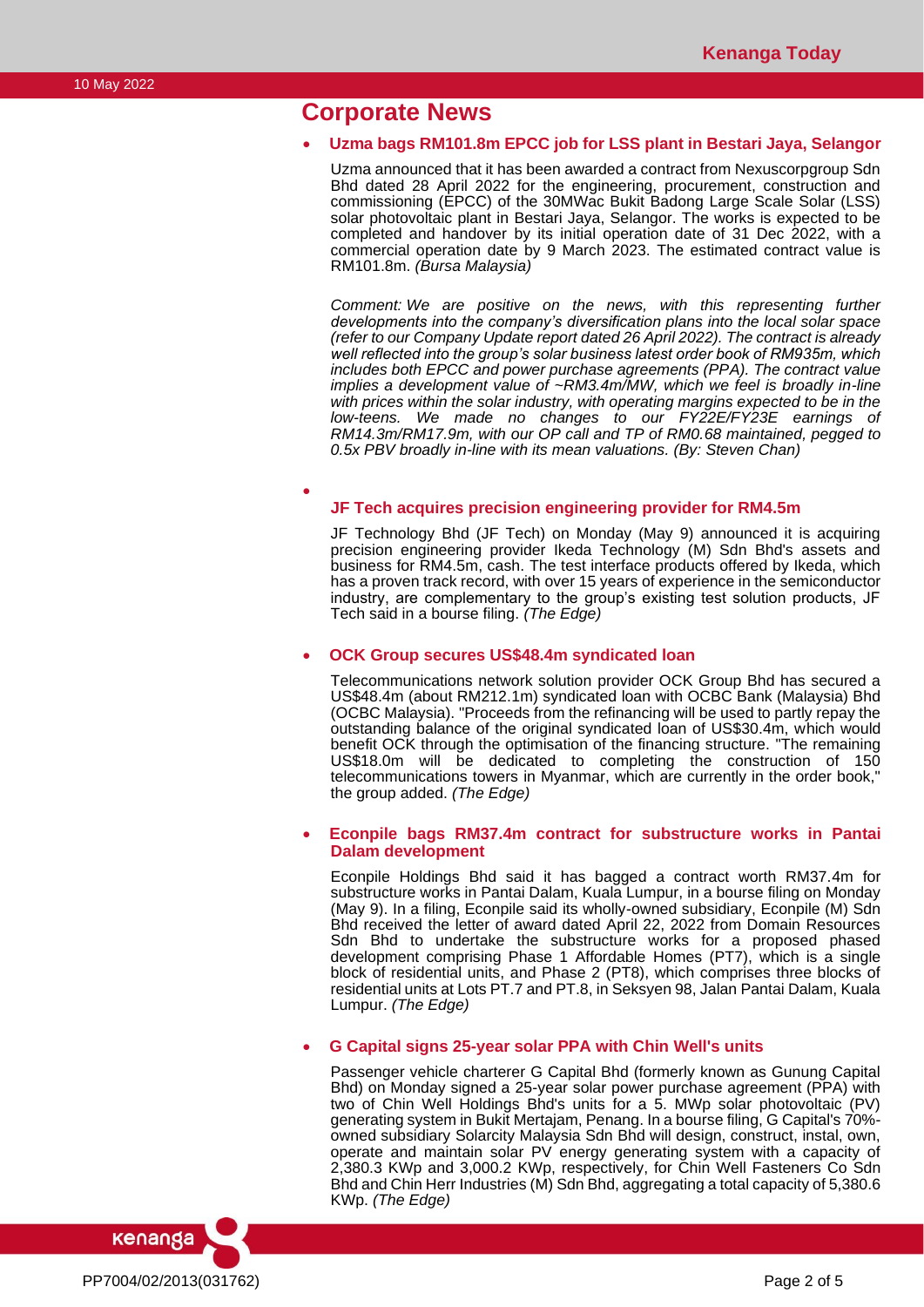## Corporate News

- **Uzma bags RM101.8m EPCC job for LSS plant in Bestari Jaya, Selangor**

  Uzma announced that it has been awarded a contract from Nexuscorpgroup Sdn Bhd dated 28 April 2022 for the engineering, procurement, construction and commissioning (EPCC) of the 30MWac Bukit Badong Large Scale Solar (LSS) solar photovoltaic plant in Bestari Jaya, Selangor. The works is expected to be completed and handover by its initial operation date of 31 Dec 2022, with a commercial operation date by 9 March 2023. The estimated contract value is RM101.8m. *(Bursa Malaysia)*

  *Comment: We are positive on the news, with this representing further developments into the company's diversification plans into the local solar space (refer to our Company Update report dated 26 April 2022). The contract is already well reflected into the group's solar business latest order book of RM935m, which includes both EPCC and power purchase agreements (PPA). The contract value implies a development value of ~RM3.4m/MW, which we feel is broadly in-line with prices within the solar industry, with operating margins expected to be in the low-teens. We made no changes to our FY22E/FY23E earnings of RM14.3m/RM17.9m, with our OP call and TP of RM0.68 maintained, pegged to 0.5x PBV broadly in-line with its mean valuations. (By: Steven Chan)*

- **JF Tech acquires precision engineering provider for RM4.5m**

  JF Technology Bhd (JF Tech) on Monday (May 9) announced it is acquiring precision engineering provider Ikeda Technology (M) Sdn Bhd's assets and business for RM4.5m, cash. The test interface products offered by Ikeda, which has a proven track record, with over 15 years of experience in the semiconductor industry, are complementary to the group's existing test solution products, JF Tech said in a bourse filing. *(The Edge)*

- **OCK Group secures US$48.4m syndicated loan**

  Telecommunications network solution provider OCK Group Bhd has secured a US$48.4m (about RM212.1m) syndicated loan with OCBC Bank (Malaysia) Bhd (OCBC Malaysia). "Proceeds from the refinancing will be used to partly repay the outstanding balance of the original syndicated loan of US$30.4m, which would benefit OCK through the optimisation of the financing structure. "The remaining US$18.0m will be dedicated to completing the construction of 150 telecommunications towers in Myanmar, which are currently in the order book," the group added. *(The Edge)*

- **Econpile bags RM37.4m contract for substructure works in Pantai Dalam development**

  Econpile Holdings Bhd said it has bagged a contract worth RM37.4m for substructure works in Pantai Dalam, Kuala Lumpur, in a bourse filing on Monday (May 9). In a filing, Econpile said its wholly-owned subsidiary, Econpile (M) Sdn Bhd received the letter of award dated April 22, 2022 from Domain Resources Sdn Bhd to undertake the substructure works for a proposed phased development comprising Phase 1 Affordable Homes (PT7), which is a single block of residential units, and Phase 2 (PT8), which comprises three blocks of residential units at Lots PT.7 and PT.8, in Seksyen 98, Jalan Pantai Dalam, Kuala Lumpur. *(The Edge)*

- **G Capital signs 25-year solar PPA with Chin Well's units**

  Passenger vehicle charterer G Capital Bhd (formerly known as Gunung Capital Bhd) on Monday signed a 25-year solar power purchase agreement (PPA) with two of Chin Well Holdings Bhd's units for a 5. MWp solar photovoltaic (PV) generating system in Bukit Mertajam, Penang. In a bourse filing, G Capital's 70%-owned subsidiary Solarcity Malaysia Sdn Bhd will design, construct, instal, own, operate and maintain solar PV energy generating system with a capacity of 2,380.3 KWp and 3,000.2 KWp, respectively, for Chin Well Fasteners Co Sdn Bhd and Chin Herr Industries (M) Sdn Bhd, aggregating a total capacity of 5,380.6 KWp. *(The Edge)*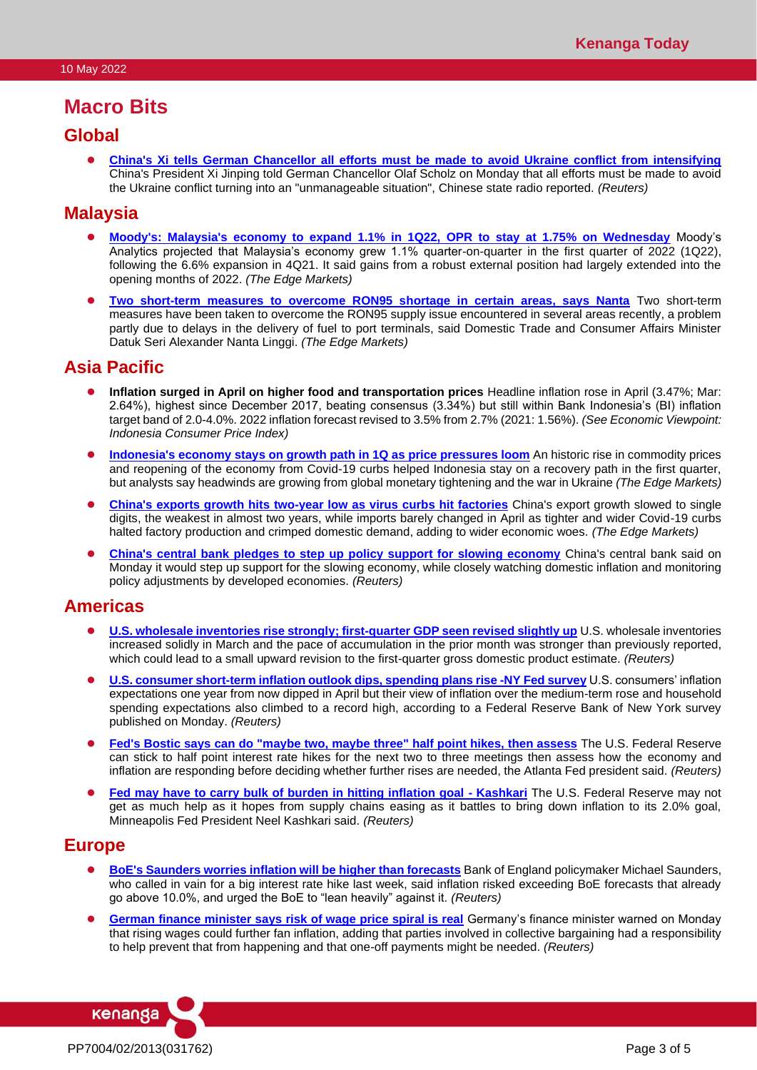# Macro Bits

## Global

- **China's Xi tells German Chancellor all efforts must be made to avoid Ukraine conflict from intensifying** China's President Xi Jinping told German Chancellor Olaf Scholz on Monday that all efforts must be made to avoid the Ukraine conflict turning into an "unmanageable situation", Chinese state radio reported. *(Reuters)*

## Malaysia

- **Moody's: Malaysia's economy to expand 1.1% in 1Q22, OPR to stay at 1.75% on Wednesday** Moody's Analytics projected that Malaysia's economy grew 1.1% quarter-on-quarter in the first quarter of 2022 (1Q22), following the 6.6% expansion in 4Q21. It said gains from a robust external position had largely extended into the opening months of 2022. *(The Edge Markets)*
- **Two short-term measures to overcome RON95 shortage in certain areas, says Nanta** Two short-term measures have been taken to overcome the RON95 supply issue encountered in several areas recently, a problem partly due to delays in the delivery of fuel to port terminals, said Domestic Trade and Consumer Affairs Minister Datuk Seri Alexander Nanta Linggi. *(The Edge Markets)*

## Asia Pacific

- **Inflation surged in April on higher food and transportation prices** Headline inflation rose in April (3.47%; Mar: 2.64%), highest since December 2017, beating consensus (3.34%) but still within Bank Indonesia's (BI) inflation target band of 2.0-4.0%. 2022 inflation forecast revised to 3.5% from 2.7% (2021: 1.56%). *(See Economic Viewpoint: Indonesia Consumer Price Index)*
- **Indonesia's economy stays on growth path in 1Q as price pressures loom** An historic rise in commodity prices and reopening of the economy from Covid-19 curbs helped Indonesia stay on a recovery path in the first quarter, but analysts say headwinds are growing from global monetary tightening and the war in Ukraine *(The Edge Markets)*
- **China's exports growth hits two-year low as virus curbs hit factories** China's export growth slowed to single digits, the weakest in almost two years, while imports barely changed in April as tighter and wider Covid-19 curbs halted factory production and crimped domestic demand, adding to wider economic woes. *(The Edge Markets)*
- **China's central bank pledges to step up policy support for slowing economy** China's central bank said on Monday it would step up support for the slowing economy, while closely watching domestic inflation and monitoring policy adjustments by developed economies. *(Reuters)*

## Americas

- **U.S. wholesale inventories rise strongly; first-quarter GDP seen revised slightly up** U.S. wholesale inventories increased solidly in March and the pace of accumulation in the prior month was stronger than previously reported, which could lead to a small upward revision to the first-quarter gross domestic product estimate. *(Reuters)*
- **U.S. consumer short-term inflation outlook dips, spending plans rise -NY Fed survey** U.S. consumers' inflation expectations one year from now dipped in April but their view of inflation over the medium-term rose and household spending expectations also climbed to a record high, according to a Federal Reserve Bank of New York survey published on Monday. *(Reuters)*
- **Fed's Bostic says can do "maybe two, maybe three" half point hikes, then assess** The U.S. Federal Reserve can stick to half point interest rate hikes for the next two to three meetings then assess how the economy and inflation are responding before deciding whether further rises are needed, the Atlanta Fed president said. *(Reuters)*
- **Fed may have to carry bulk of burden in hitting inflation goal - Kashkari** The U.S. Federal Reserve may not get as much help as it hopes from supply chains easing as it battles to bring down inflation to its 2.0% goal, Minneapolis Fed President Neel Kashkari said. *(Reuters)*

## Europe

- **BoE's Saunders worries inflation will be higher than forecasts** Bank of England policymaker Michael Saunders, who called in vain for a big interest rate hike last week, said inflation risked exceeding BoE forecasts that already go above 10.0%, and urged the BoE to "lean heavily" against it. *(Reuters)*
- **German finance minister says risk of wage price spiral is real** Germany's finance minister warned on Monday that rising wages could further fan inflation, adding that parties involved in collective bargaining had a responsibility to help prevent that from happening and that one-off payments might be needed. *(Reuters)*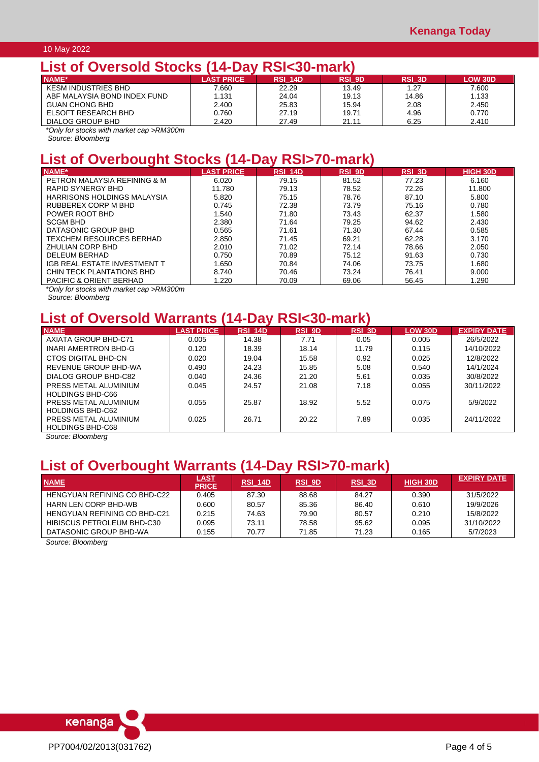## List of Oversold Stocks (14-Day RSI<30-mark)

| NAME* | LAST PRICE | RSI_14D | RSI_9D | RSI_3D | LOW 30D |
|---|---|---|---|---|---|
| KESM INDUSTRIES BHD | 7.660 | 22.29 | 13.49 | 1.27 | 7.600 |
| ABF MALAYSIA BOND INDEX FUND | 1.131 | 24.04 | 19.13 | 14.86 | 1.133 |
| GUAN CHONG BHD | 2.400 | 25.83 | 15.94 | 2.08 | 2.450 |
| ELSOFT RESEARCH BHD | 0.760 | 27.19 | 19.71 | 4.96 | 0.770 |
| DIALOG GROUP BHD | 2.420 | 27.49 | 21.11 | 6.25 | 2.410 |

*Only for stocks with market cap >RM300m

Source: Bloomberg

## List of Overbought Stocks (14-Day RSI>70-mark)

| NAME* | LAST PRICE | RSI_14D | RSI_9D | RSI_3D | HIGH 30D |
|---|---|---|---|---|---|
| PETRON MALAYSIA REFINING & M | 6.020 | 79.15 | 81.52 | 77.23 | 6.160 |
| RAPID SYNERGY BHD | 11.780 | 79.13 | 78.52 | 72.26 | 11.800 |
| HARRISONS HOLDINGS MALAYSIA | 5.820 | 75.15 | 78.76 | 87.10 | 5.800 |
| RUBBEREX CORP M BHD | 0.745 | 72.38 | 73.79 | 75.16 | 0.780 |
| POWER ROOT BHD | 1.540 | 71.80 | 73.43 | 62.37 | 1.580 |
| SCGM BHD | 2.380 | 71.64 | 79.25 | 94.62 | 2.430 |
| DATASONIC GROUP BHD | 0.565 | 71.61 | 71.30 | 67.44 | 0.585 |
| TEXCHEM RESOURCES BERHAD | 2.850 | 71.45 | 69.21 | 62.28 | 3.170 |
| ZHULIAN CORP BHD | 2.010 | 71.02 | 72.14 | 78.66 | 2.050 |
| DELEUM BERHAD | 0.750 | 70.89 | 75.12 | 91.63 | 0.730 |
| IGB REAL ESTATE INVESTMENT T | 1.650 | 70.84 | 74.06 | 73.75 | 1.680 |
| CHIN TECK PLANTATIONS BHD | 8.740 | 70.46 | 73.24 | 76.41 | 9.000 |
| PACIFIC & ORIENT BERHAD | 1.220 | 70.09 | 69.06 | 56.45 | 1.290 |

*Only for stocks with market cap >RM300m

Source: Bloomberg

## List of Oversold Warrants (14-Day RSI<30-mark)

| NAME | LAST PRICE | RSI_14D | RSI_9D | RSI_3D | LOW 30D | EXPIRY DATE |
|---|---|---|---|---|---|---|
| AXIATA GROUP BHD-C71 | 0.005 | 14.38 | 7.71 | 0.05 | 0.005 | 26/5/2022 |
| INARI AMERTRON BHD-G | 0.120 | 18.39 | 18.14 | 11.79 | 0.115 | 14/10/2022 |
| CTOS DIGITAL BHD-CN | 0.020 | 19.04 | 15.58 | 0.92 | 0.025 | 12/8/2022 |
| REVENUE GROUP BHD-WA | 0.490 | 24.23 | 15.85 | 5.08 | 0.540 | 14/1/2024 |
| DIALOG GROUP BHD-C82 | 0.040 | 24.36 | 21.20 | 5.61 | 0.035 | 30/8/2022 |
| PRESS METAL ALUMINIUM HOLDINGS BHD-C66 | 0.045 | 24.57 | 21.08 | 7.18 | 0.055 | 30/11/2022 |
| PRESS METAL ALUMINIUM HOLDINGS BHD-C62 | 0.055 | 25.87 | 18.92 | 5.52 | 0.075 | 5/9/2022 |
| PRESS METAL ALUMINIUM HOLDINGS BHD-C68 | 0.025 | 26.71 | 20.22 | 7.89 | 0.035 | 24/11/2022 |

Source: Bloomberg

## List of Overbought Warrants (14-Day RSI>70-mark)

| NAME | LAST PRICE | RSI_14D | RSI_9D | RSI_3D | HIGH 30D | EXPIRY DATE |
|---|---|---|---|---|---|---|
| HENGYUAN REFINING CO BHD-C22 | 0.405 | 87.30 | 88.68 | 84.27 | 0.390 | 31/5/2022 |
| HARN LEN CORP BHD-WB | 0.600 | 80.57 | 85.36 | 86.40 | 0.610 | 19/9/2026 |
| HENGYUAN REFINING CO BHD-C21 | 0.215 | 74.63 | 79.90 | 80.57 | 0.210 | 15/8/2022 |
| HIBISCUS PETROLEUM BHD-C30 | 0.095 | 73.11 | 78.58 | 95.62 | 0.095 | 31/10/2022 |
| DATASONIC GROUP BHD-WA | 0.155 | 70.77 | 71.85 | 71.23 | 0.165 | 5/7/2023 |

Source: Bloomberg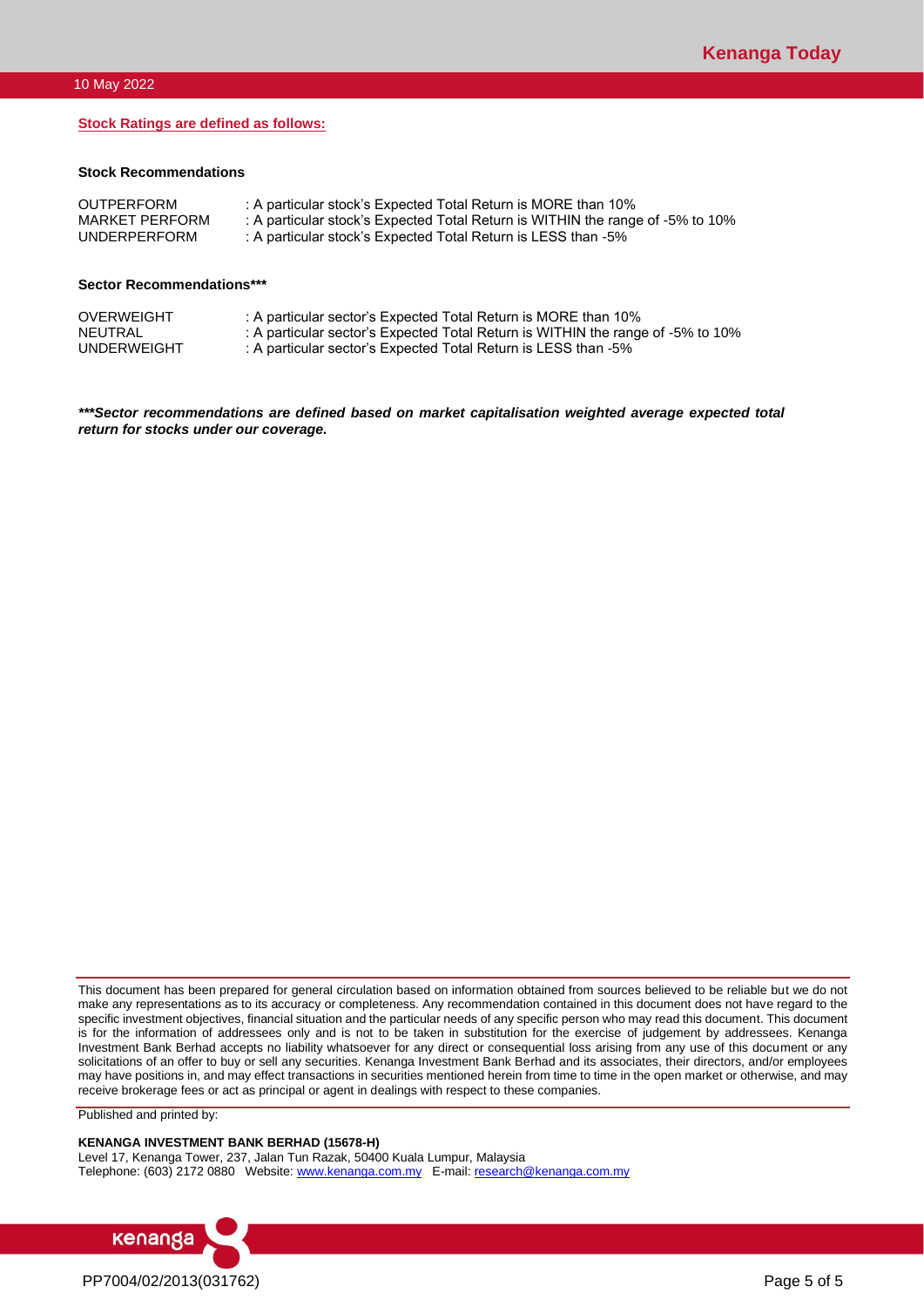**Stock Ratings are defined as follows:**

**Stock Recommendations**

| | |
|---|---|
| OUTPERFORM | : A particular stock's Expected Total Return is MORE than 10% |
| MARKET PERFORM | : A particular stock's Expected Total Return is WITHIN the range of -5% to 10% |
| UNDERPERFORM | : A particular stock's Expected Total Return is LESS than -5% |

**Sector Recommendations*****

| | |
|---|---|
| OVERWEIGHT | : A particular sector's Expected Total Return is MORE than 10% |
| NEUTRAL | : A particular sector's Expected Total Return is WITHIN the range of -5% to 10% |
| UNDERWEIGHT | : A particular sector's Expected Total Return is LESS than -5% |

***\*\*\*Sector recommendations are defined based on market capitalisation weighted average expected total return for stocks under our coverage.***

This document has been prepared for general circulation based on information obtained from sources believed to be reliable but we do not make any representations as to its accuracy or completeness. Any recommendation contained in this document does not have regard to the specific investment objectives, financial situation and the particular needs of any specific person who may read this document. This document is for the information of addressees only and is not to be taken in substitution for the exercise of judgement by addressees. Kenanga Investment Bank Berhad accepts no liability whatsoever for any direct or consequential loss arising from any use of this document or any solicitations of an offer to buy or sell any securities. Kenanga Investment Bank Berhad and its associates, their directors, and/or employees may have positions in, and may effect transactions in securities mentioned herein from time to time in the open market or otherwise, and may receive brokerage fees or act as principal or agent in dealings with respect to these companies.

Published and printed by:

**KENANGA INVESTMENT BANK BERHAD (15678-H)**
Level 17, Kenanga Tower, 237, Jalan Tun Razak, 50400 Kuala Lumpur, Malaysia
Telephone: (603) 2172 0880 Website: www.kenanga.com.my E-mail: research@kenanga.com.my

PP7004/02/2013(031762)